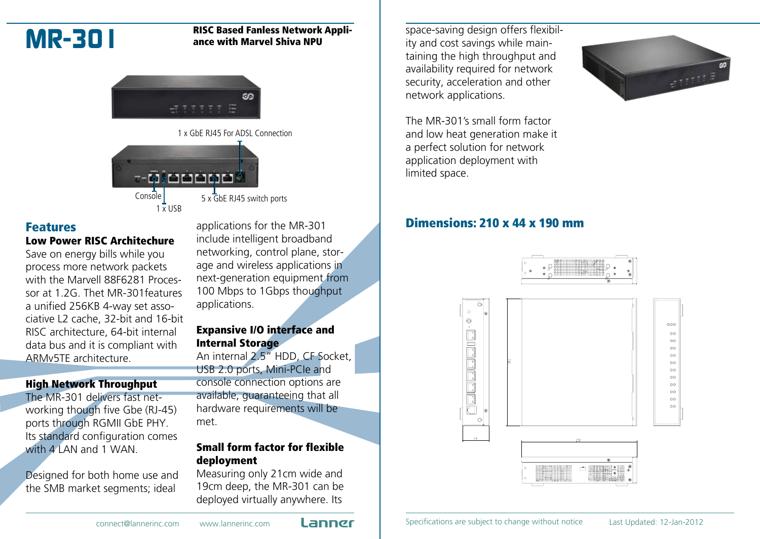# MR-301

**RISC Based Fanless Network Appliance with Marvel Shiva NPU**

1 x GbE RJ45 For ADSL Connection

Console

1 x USB

5 x GbE RJ45 switch ports

## Features

### Low Power RISC Architechure

Save on energy bills while you process more network packets with the Marvell 88F6281 Processor at 1.2G. Thet MR-301features a unified 256KB 4-way set associative L2 cache, 32-bit and 16-bit RISC architecture, 64-bit internal data bus and it is compliant with ARMv5TE architecture.

### High Network Throughput

The MR-301 delivers fast networking though five Gbe (RJ-45) ports through RGMII GbE PHY. Its standard configuration comes with 4 LAN and 1 WAN.

Designed for both home use and the SMB market segments; ideal applications for the MR-301 include intelligent broadband networking, control plane, storage and wireless applications in next-generation equipment from 100 Mbps to 1Gbps thoughput applications.

### Expansive I/O interface and Internal Storage

An internal 2.5" HDD, CF Socket, USB 2.0 ports, Mini-PCIe and console connection options are available, guaranteeing that all hardware requirements will be met.

### Small form factor for flexible deployment

Measuring only 21cm wide and 19cm deep, the MR-301 can be deployed virtually anywhere. Its space-saving design offers flexibility and cost savings while maintaining the high throughput and availability required for network security, acceleration and other network applications.

The MR-301's small form factor and low heat generation make it a perfect solution for network application deployment with limited space.

## Dimensions: 210 x 44 x 190 mm

connect@lannerinc.com www.lannerinc.com Lanner

Specifications are subject to change without notice Last Updated: 12-Jan-2012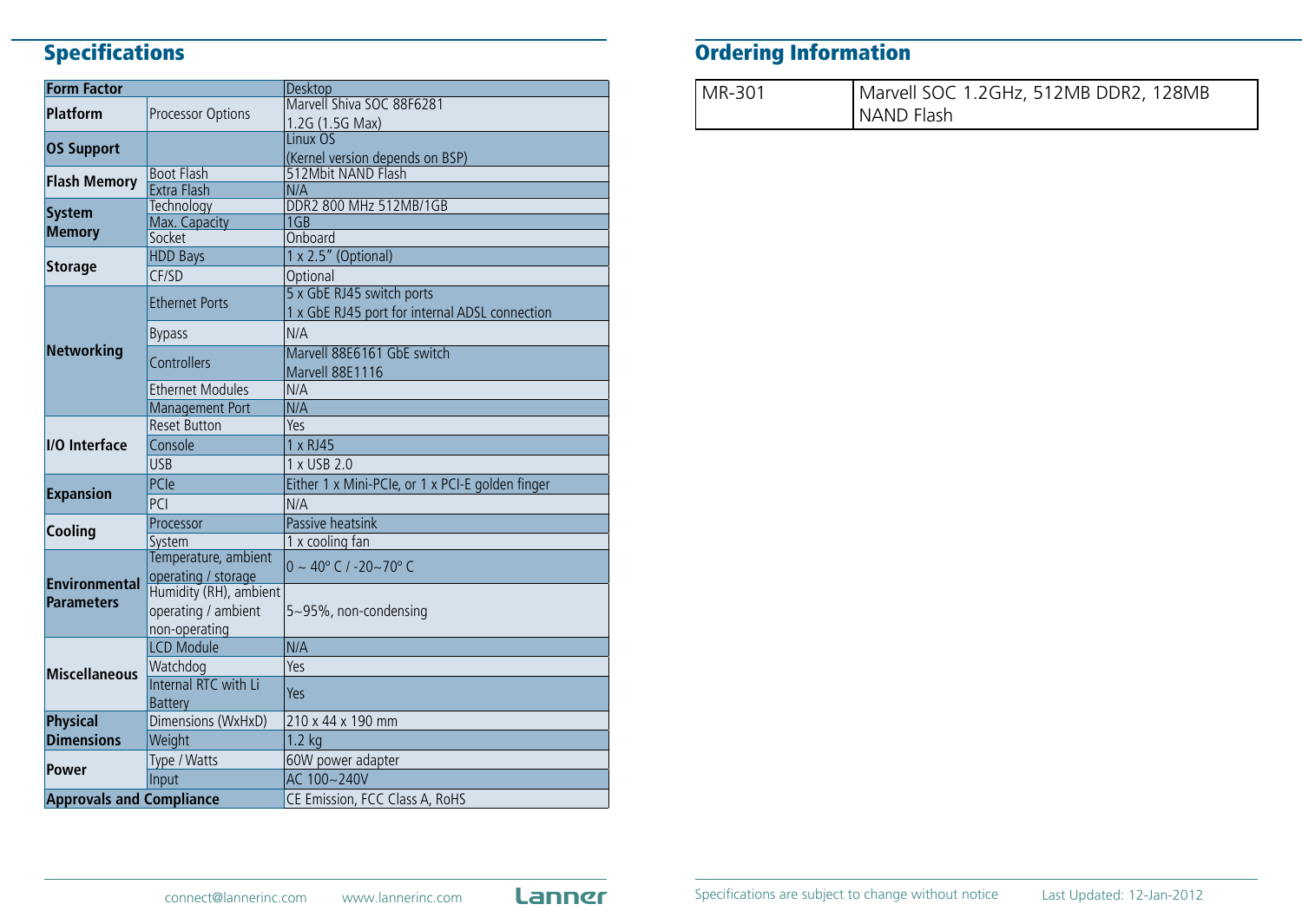## Specifications

| | | |
|---|---|---|
| **Form Factor** | | Desktop |
| **Platform** | Processor Options | Marvell Shiva SOC 88F6281 1.2G (1.5G Max) |
| **OS Support** | | Linux OS (Kernel version depends on BSP) |
| **Flash Memory** | Boot Flash | 512Mbit NAND Flash |
| | Extra Flash | N/A |
| **System Memory** | Technology | DDR2 800 MHz 512MB/1GB |
| | Max. Capacity | 1GB |
| | Socket | Onboard |
| **Storage** | HDD Bays | 1 x 2.5" (Optional) |
| | CF/SD | Optional |
| **Networking** | Ethernet Ports | 5 x GbE RJ45 switch ports<br>1 x GbE RJ45 port for internal ADSL connection |
| | Bypass | N/A |
| | Controllers | Marvell 88E6161 GbE switch<br>Marvell 88E1116 |
| | Ethernet Modules | N/A |
| | Management Port | N/A |
| **I/O Interface** | Reset Button | Yes |
| | Console | 1 x RJ45 |
| | USB | 1 x USB 2.0 |
| **Expansion** | PCIe | Either 1 x Mini-PCIe, or 1 x PCI-E golden finger |
| | PCI | N/A |
| **Cooling** | Processor | Passive heatsink |
| | System | 1 x cooling fan |
| **Environmental Parameters** | Temperature, ambient operating / storage | 0 ~ 40° C / -20~70° C |
| | Humidity (RH), ambient operating / ambient non-operating | 5~95%, non-condensing |
| **Miscellaneous** | LCD Module | N/A |
| | Watchdog | Yes |
| | Internal RTC with Li Battery | Yes |
| **Physical Dimensions** | Dimensions (WxHxD) | 210 x 44 x 190 mm |
| | Weight | 1.2 kg |
| **Power** | Type / Watts | 60W power adapter |
| | Input | AC 100~240V |
| **Approvals and Compliance** | | CE Emission, FCC Class A, RoHS |

## Ordering Information

| | |
|---|---|
| MR-301 | Marvell SOC 1.2GHz, 512MB DDR2, 128MB NAND Flash |

connect@lannerinc.com www.lannerinc.com Lanner

Specifications are subject to change without notice Last Updated: 12-Jan-2012